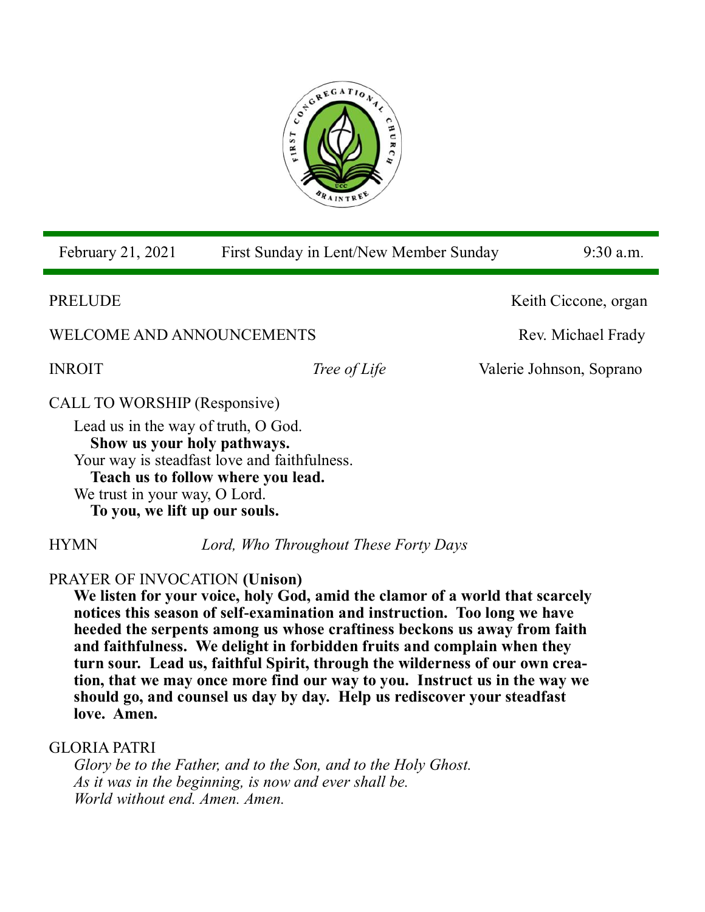February 21, 2021 First Sunday in Lent/New Member Sunday 9:30 a.m.

PRELUDE Keith Ciccone, organ

WELCOME AND ANNOUNCEMENTS Rev. Michael Frady

INROIT *Tree of Life* Valerie Johnson, Soprano

CALL TO WORSHIP (Responsive)

Lead us in the way of truth, O God.
**Show us your holy pathways.**
Your way is steadfast love and faithfulness.
**Teach us to follow where you lead.**
We trust in your way, O Lord.
**To you, we lift up our souls.**

HYMN *Lord, Who Throughout These Forty Days*

PRAYER OF INVOCATION **(Unison)**

**We listen for your voice, holy God, amid the clamor of a world that scarcely notices this season of self-examination and instruction. Too long we have heeded the serpents among us whose craftiness beckons us away from faith and faithfulness. We delight in forbidden fruits and complain when they turn sour. Lead us, faithful Spirit, through the wilderness of our own creation, that we may once more find our way to you. Instruct us in the way we should go, and counsel us day by day. Help us rediscover your steadfast love. Amen.**

GLORIA PATRI

*Glory be to the Father, and to the Son, and to the Holy Ghost.*
*As it was in the beginning, is now and ever shall be.*
*World without end. Amen. Amen.*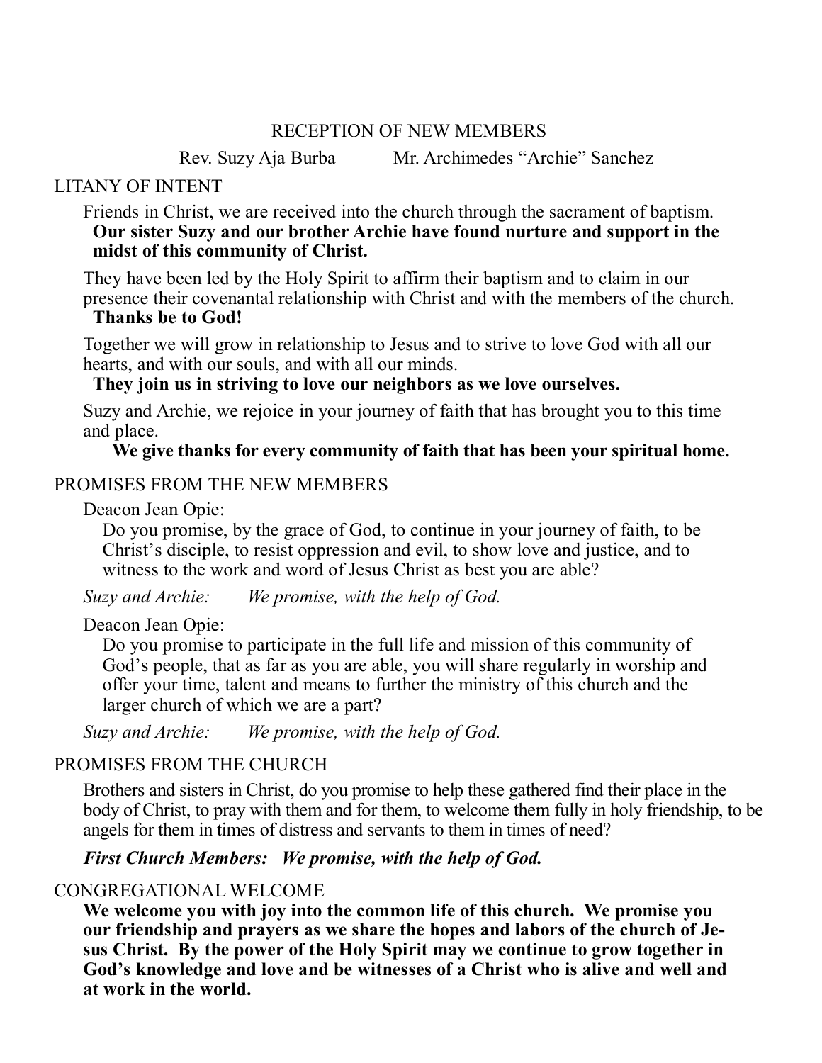## RECEPTION OF NEW MEMBERS

Rev. Suzy Aja Burba     Mr. Archimedes “Archie” Sanchez

### LITANY OF INTENT

Friends in Christ, we are received into the church through the sacrament of baptism.
**Our sister Suzy and our brother Archie have found nurture and support in the midst of this community of Christ.**

They have been led by the Holy Spirit to affirm their baptism and to claim in our presence their covenantal relationship with Christ and with the members of the church.
**Thanks be to God!**

Together we will grow in relationship to Jesus and to strive to love God with all our hearts, and with our souls, and with all our minds.
**They join us in striving to love our neighbors as we love ourselves.**

Suzy and Archie, we rejoice in your journey of faith that has brought you to this time and place.
**We give thanks for every community of faith that has been your spiritual home.**

### PROMISES FROM THE NEW MEMBERS

Deacon Jean Opie:
Do you promise, by the grace of God, to continue in your journey of faith, to be Christ’s disciple, to resist oppression and evil, to show love and justice, and to witness to the work and word of Jesus Christ as best you are able?

*Suzy and Archie:* *We promise, with the help of God.*

Deacon Jean Opie:
Do you promise to participate in the full life and mission of this community of God’s people, that as far as you are able, you will share regularly in worship and offer your time, talent and means to further the ministry of this church and the larger church of which we are a part?

*Suzy and Archie:* *We promise, with the help of God.*

### PROMISES FROM THE CHURCH

Brothers and sisters in Christ, do you promise to help these gathered find their place in the body of Christ, to pray with them and for them, to welcome them fully in holy friendship, to be angels for them in times of distress and servants to them in times of need?

***First Church Members: We promise, with the help of God.***

### CONGREGATIONAL WELCOME

**We welcome you with joy into the common life of this church. We promise you our friendship and prayers as we share the hopes and labors of the church of Jesus Christ. By the power of the Holy Spirit may we continue to grow together in God’s knowledge and love and be witnesses of a Christ who is alive and well and at work in the world.**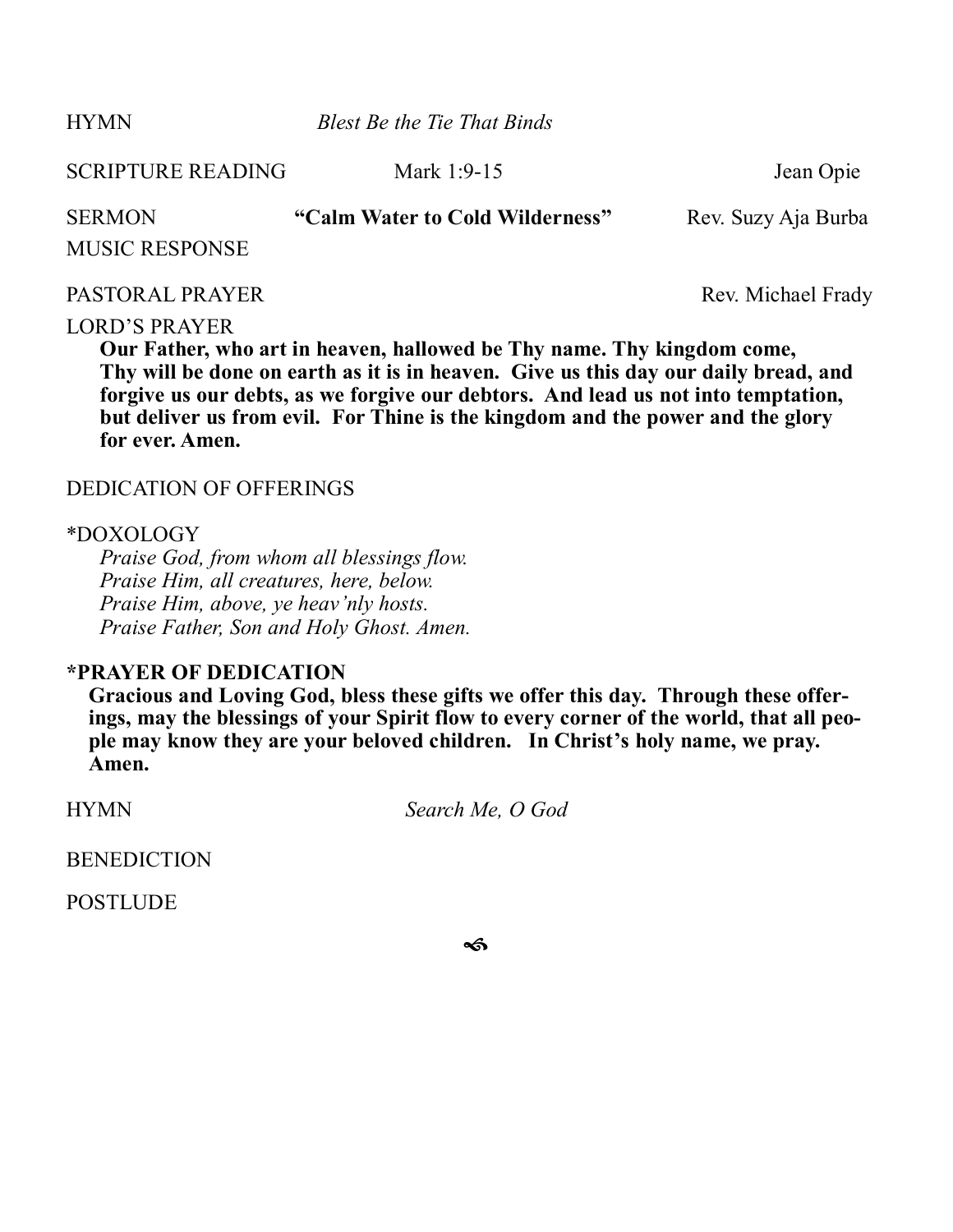HYMN *Blest Be the Tie That Binds*

SCRIPTURE READING Mark 1:9-15 Jean Opie

SERMON **"Calm Water to Cold Wilderness"** Rev. Suzy Aja Burba

MUSIC RESPONSE

PASTORAL PRAYER Rev. Michael Frady

LORD'S PRAYER

**Our Father, who art in heaven, hallowed be Thy name. Thy kingdom come, Thy will be done on earth as it is in heaven. Give us this day our daily bread, and forgive us our debts, as we forgive our debtors. And lead us not into temptation, but deliver us from evil. For Thine is the kingdom and the power and the glory for ever. Amen.**

DEDICATION OF OFFERINGS

*DOXOLOGY

*Praise God, from whom all blessings flow.*
*Praise Him, all creatures, here, below.*
*Praise Him, above, ye heav'nly hosts.*
*Praise Father, Son and Holy Ghost. Amen.*

**\*PRAYER OF DEDICATION**

**Gracious and Loving God, bless these gifts we offer this day. Through these offerings, may the blessings of your Spirit flow to every corner of the world, that all people may know they are your beloved children. In Christ's holy name, we pray. Amen.**

HYMN *Search Me, O God*

BENEDICTION

POSTLUDE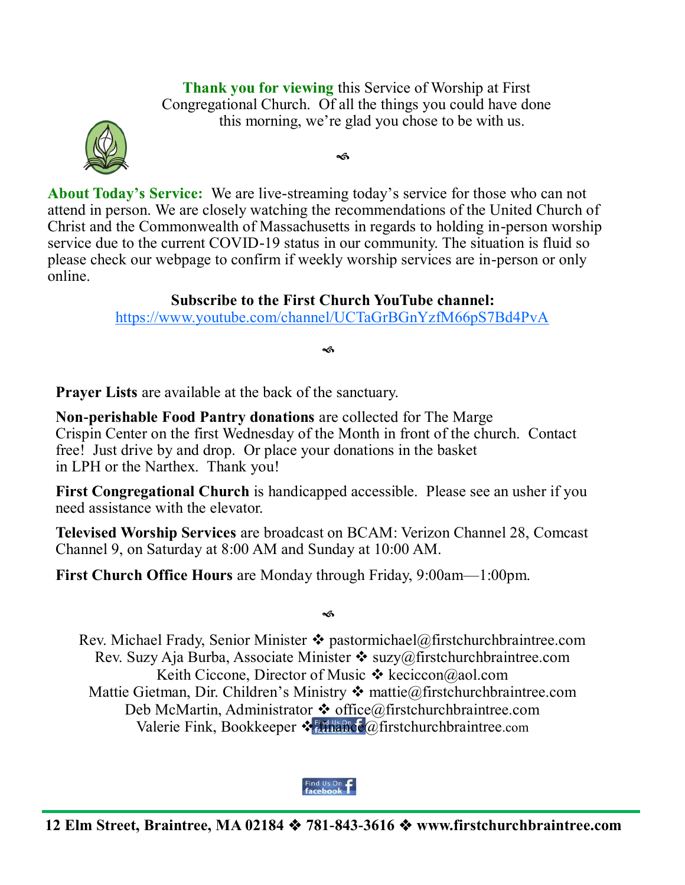**Thank you for viewing** this Service of Worship at First Congregational Church. Of all the things you could have done this morning, we're glad you chose to be with us.

**About Today's Service:** We are live-streaming today's service for those who can not attend in person. We are closely watching the recommendations of the United Church of Christ and the Commonwealth of Massachusetts in regards to holding in-person worship service due to the current COVID-19 status in our community. The situation is fluid so please check our webpage to confirm if weekly worship services are in-person or only online.

**Subscribe to the First Church YouTube channel:**
https://www.youtube.com/channel/UCTaGrBGnYzfM66pS7Bd4PvA

**Prayer Lists** are available at the back of the sanctuary.

**Non-perishable Food Pantry donations** are collected for The Marge Crispin Center on the first Wednesday of the Month in front of the church. Contact free! Just drive by and drop. Or place your donations in the basket in LPH or the Narthex. Thank you!

**First Congregational Church** is handicapped accessible. Please see an usher if you need assistance with the elevator.

**Televised Worship Services** are broadcast on BCAM: Verizon Channel 28, Comcast Channel 9, on Saturday at 8:00 AM and Sunday at 10:00 AM.

**First Church Office Hours** are Monday through Friday, 9:00am—1:00pm.

Rev. Michael Frady, Senior Minister ❖ pastormichael@firstchurchbraintree.com
Rev. Suzy Aja Burba, Associate Minister ❖ suzy@firstchurchbraintree.com
Keith Ciccone, Director of Music ❖ keciccon@aol.com
Mattie Gietman, Dir. Children's Ministry ❖ mattie@firstchurchbraintree.com
Deb McMartin, Administrator ❖ office@firstchurchbraintree.com
Valerie Fink, Bookkeeper ❖ finance@firstchurchbraintree.com

Find Us On facebook

**12 Elm Street, Braintree, MA 02184 ❖ 781-843-3616 ❖ www.firstchurchbraintree.com**